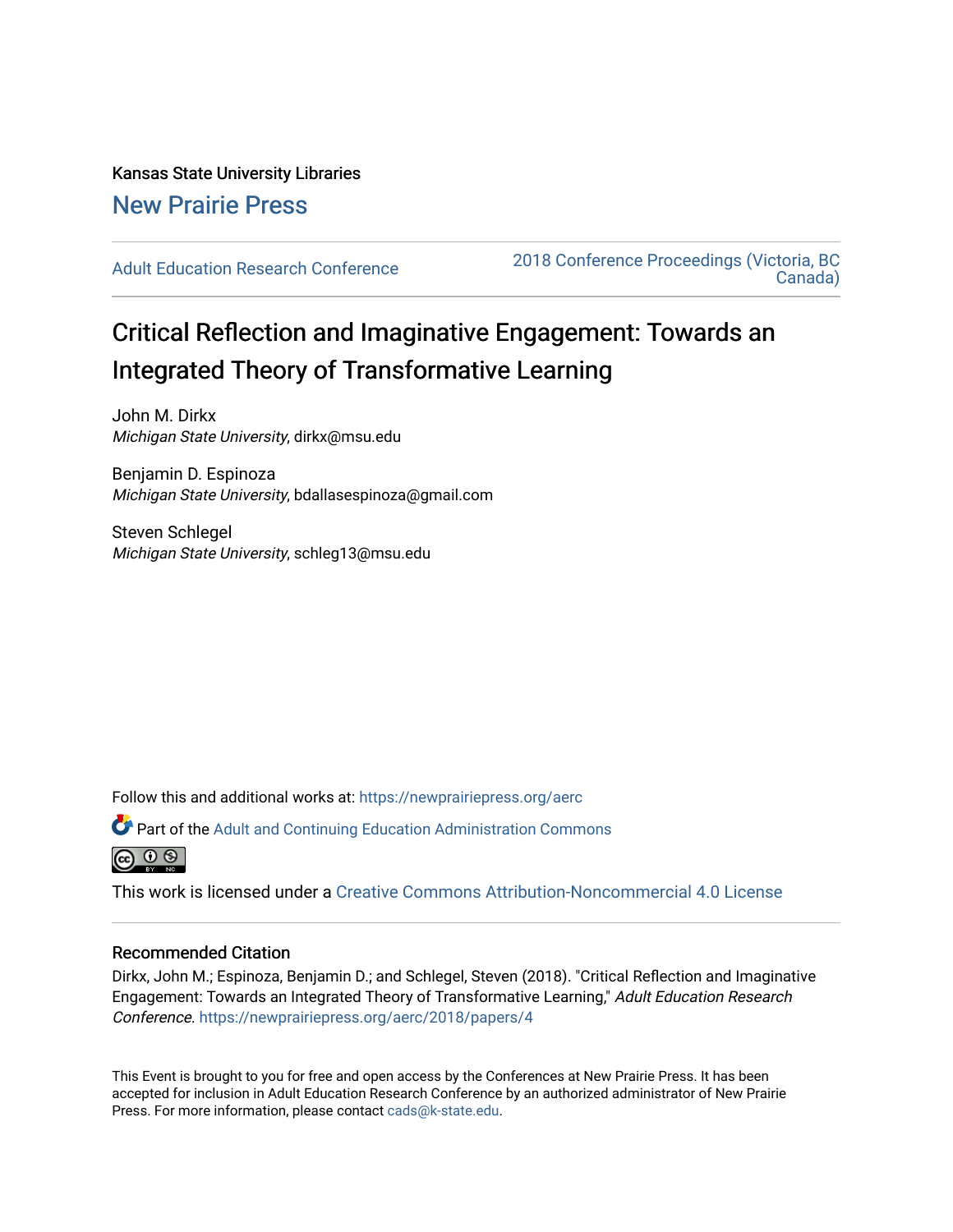Kansas State University Libraries

New Prairie Press

Adult Education Research Conference

2018 Conference Proceedings (Victoria, BC Canada)

# Critical Reflection and Imaginative Engagement: Towards an Integrated Theory of Transformative Learning

John M. Dirkx
*Michigan State University*, dirkx@msu.edu

Benjamin D. Espinoza
*Michigan State University*, bdallasespinoza@gmail.com

Steven Schlegel
*Michigan State University*, schleg13@msu.edu

Follow this and additional works at: https://newprairiepress.org/aerc

Part of the Adult and Continuing Education Administration Commons

This work is licensed under a Creative Commons Attribution-Noncommercial 4.0 License

## Recommended Citation

Dirkx, John M.; Espinoza, Benjamin D.; and Schlegel, Steven (2018). "Critical Reflection and Imaginative Engagement: Towards an Integrated Theory of Transformative Learning," *Adult Education Research Conference*. https://newprairiepress.org/aerc/2018/papers/4

This Event is brought to you for free and open access by the Conferences at New Prairie Press. It has been accepted for inclusion in Adult Education Research Conference by an authorized administrator of New Prairie Press. For more information, please contact cads@k-state.edu.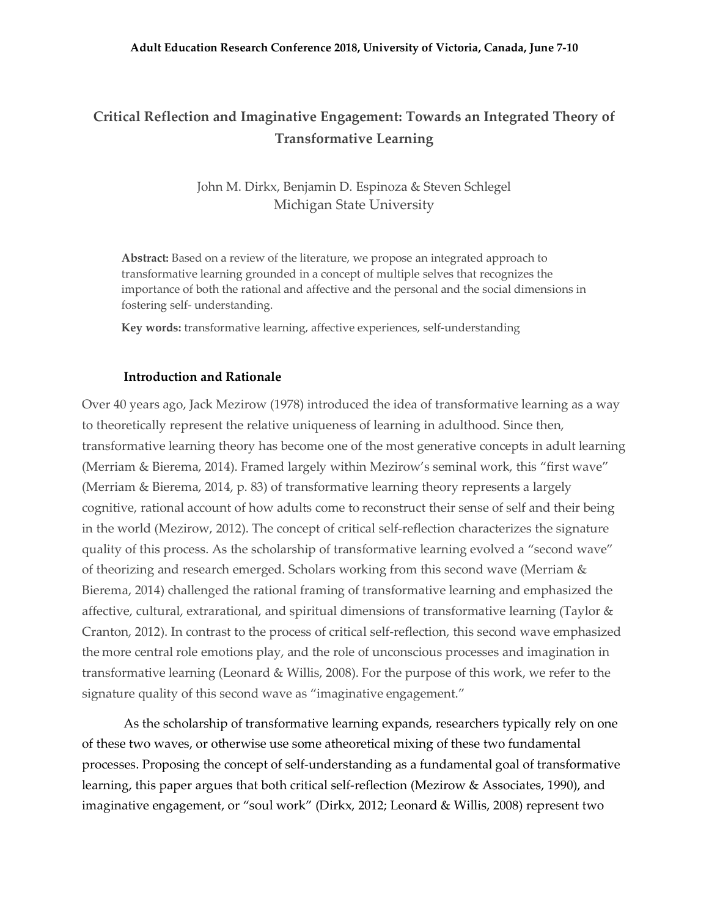# Critical Reflection and Imaginative Engagement: Towards an Integrated Theory of Transformative Learning

John M. Dirkx, Benjamin D. Espinoza & Steven Schlegel
Michigan State University

**Abstract:** Based on a review of the literature, we propose an integrated approach to transformative learning grounded in a concept of multiple selves that recognizes the importance of both the rational and affective and the personal and the social dimensions in fostering self- understanding.

**Key words:** transformative learning, affective experiences, self-understanding

## Introduction and Rationale

Over 40 years ago, Jack Mezirow (1978) introduced the idea of transformative learning as a way to theoretically represent the relative uniqueness of learning in adulthood. Since then, transformative learning theory has become one of the most generative concepts in adult learning (Merriam & Bierema, 2014). Framed largely within Mezirow's seminal work, this "first wave" (Merriam & Bierema, 2014, p. 83) of transformative learning theory represents a largely cognitive, rational account of how adults come to reconstruct their sense of self and their being in the world (Mezirow, 2012). The concept of critical self-reflection characterizes the signature quality of this process. As the scholarship of transformative learning evolved a "second wave" of theorizing and research emerged. Scholars working from this second wave (Merriam & Bierema, 2014) challenged the rational framing of transformative learning and emphasized the affective, cultural, extrarational, and spiritual dimensions of transformative learning (Taylor & Cranton, 2012). In contrast to the process of critical self-reflection, this second wave emphasized the more central role emotions play, and the role of unconscious processes and imagination in transformative learning (Leonard & Willis, 2008). For the purpose of this work, we refer to the signature quality of this second wave as "imaginative engagement."

As the scholarship of transformative learning expands, researchers typically rely on one of these two waves, or otherwise use some atheoretical mixing of these two fundamental processes. Proposing the concept of self-understanding as a fundamental goal of transformative learning, this paper argues that both critical self-reflection (Mezirow & Associates, 1990), and imaginative engagement, or "soul work" (Dirkx, 2012; Leonard & Willis, 2008) represent two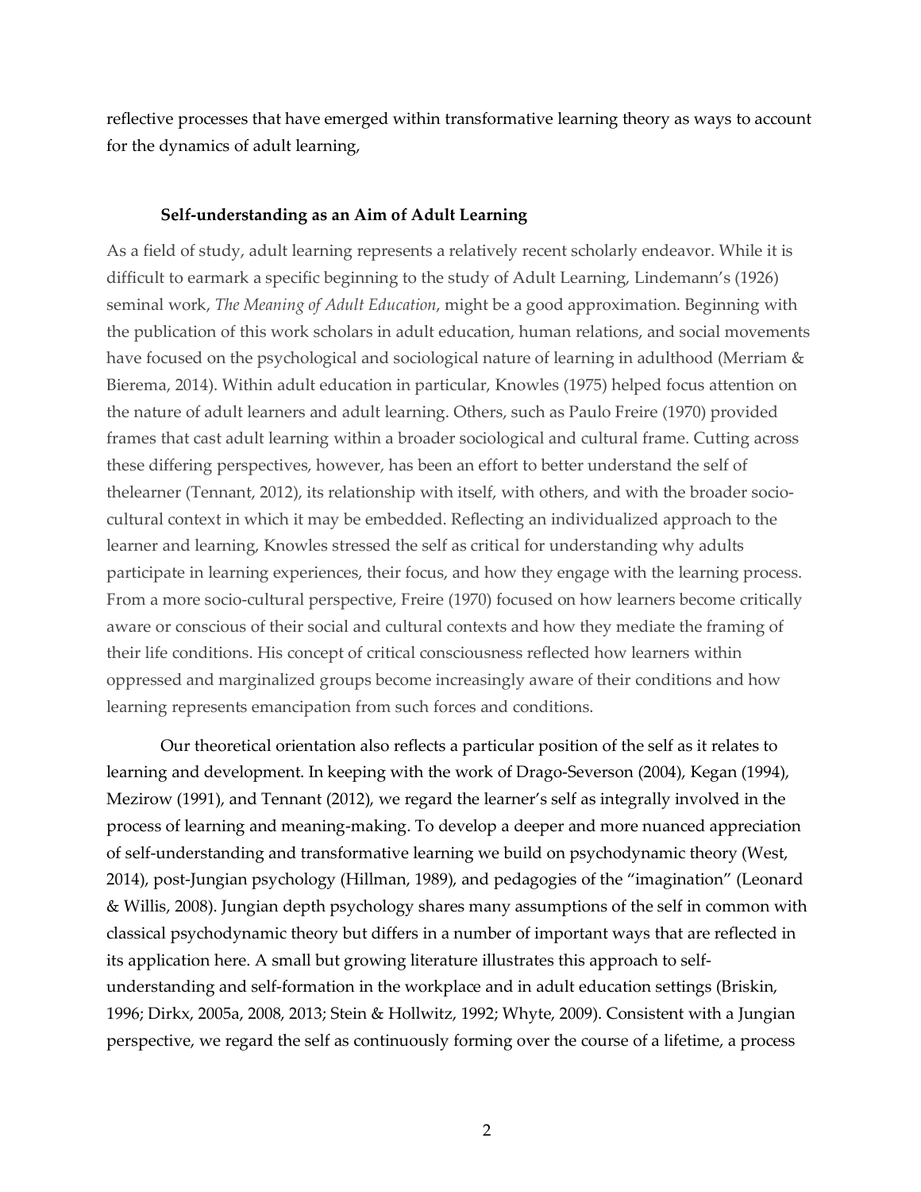reflective processes that have emerged within transformative learning theory as ways to account for the dynamics of adult learning,

### Self-understanding as an Aim of Adult Learning

As a field of study, adult learning represents a relatively recent scholarly endeavor. While it is difficult to earmark a specific beginning to the study of Adult Learning, Lindemann's (1926) seminal work, *The Meaning of Adult Education*, might be a good approximation. Beginning with the publication of this work scholars in adult education, human relations, and social movements have focused on the psychological and sociological nature of learning in adulthood (Merriam & Bierema, 2014). Within adult education in particular, Knowles (1975) helped focus attention on the nature of adult learners and adult learning. Others, such as Paulo Freire (1970) provided frames that cast adult learning within a broader sociological and cultural frame. Cutting across these differing perspectives, however, has been an effort to better understand the self of thelearner (Tennant, 2012), its relationship with itself, with others, and with the broader socio-cultural context in which it may be embedded. Reflecting an individualized approach to the learner and learning, Knowles stressed the self as critical for understanding why adults participate in learning experiences, their focus, and how they engage with the learning process. From a more socio-cultural perspective, Freire (1970) focused on how learners become critically aware or conscious of their social and cultural contexts and how they mediate the framing of their life conditions. His concept of critical consciousness reflected how learners within oppressed and marginalized groups become increasingly aware of their conditions and how learning represents emancipation from such forces and conditions.

Our theoretical orientation also reflects a particular position of the self as it relates to learning and development. In keeping with the work of Drago-Severson (2004), Kegan (1994), Mezirow (1991), and Tennant (2012), we regard the learner's self as integrally involved in the process of learning and meaning-making. To develop a deeper and more nuanced appreciation of self-understanding and transformative learning we build on psychodynamic theory (West, 2014), post-Jungian psychology (Hillman, 1989), and pedagogies of the "imagination" (Leonard & Willis, 2008). Jungian depth psychology shares many assumptions of the self in common with classical psychodynamic theory but differs in a number of important ways that are reflected in its application here. A small but growing literature illustrates this approach to self-understanding and self-formation in the workplace and in adult education settings (Briskin, 1996; Dirkx, 2005a, 2008, 2013; Stein & Hollwitz, 1992; Whyte, 2009). Consistent with a Jungian perspective, we regard the self as continuously forming over the course of a lifetime, a process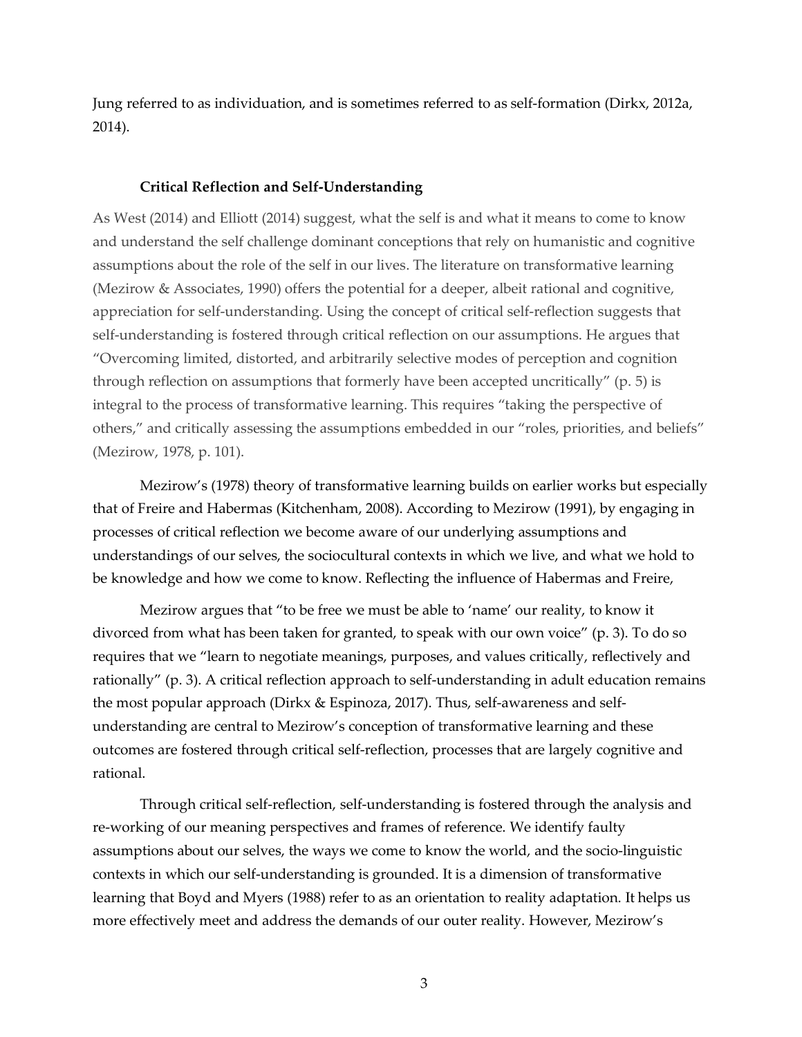Jung referred to as individuation, and is sometimes referred to as self-formation (Dirkx, 2012a, 2014).

### Critical Reflection and Self-Understanding

As West (2014) and Elliott (2014) suggest, what the self is and what it means to come to know and understand the self challenge dominant conceptions that rely on humanistic and cognitive assumptions about the role of the self in our lives. The literature on transformative learning (Mezirow & Associates, 1990) offers the potential for a deeper, albeit rational and cognitive, appreciation for self-understanding. Using the concept of critical self-reflection suggests that self-understanding is fostered through critical reflection on our assumptions. He argues that "Overcoming limited, distorted, and arbitrarily selective modes of perception and cognition through reflection on assumptions that formerly have been accepted uncritically" (p. 5) is integral to the process of transformative learning. This requires "taking the perspective of others," and critically assessing the assumptions embedded in our "roles, priorities, and beliefs" (Mezirow, 1978, p. 101).

Mezirow's (1978) theory of transformative learning builds on earlier works but especially that of Freire and Habermas (Kitchenham, 2008). According to Mezirow (1991), by engaging in processes of critical reflection we become aware of our underlying assumptions and understandings of our selves, the sociocultural contexts in which we live, and what we hold to be knowledge and how we come to know. Reflecting the influence of Habermas and Freire,

Mezirow argues that "to be free we must be able to 'name' our reality, to know it divorced from what has been taken for granted, to speak with our own voice" (p. 3). To do so requires that we "learn to negotiate meanings, purposes, and values critically, reflectively and rationally" (p. 3). A critical reflection approach to self-understanding in adult education remains the most popular approach (Dirkx & Espinoza, 2017). Thus, self-awareness and self-understanding are central to Mezirow's conception of transformative learning and these outcomes are fostered through critical self-reflection, processes that are largely cognitive and rational.

Through critical self-reflection, self-understanding is fostered through the analysis and re-working of our meaning perspectives and frames of reference. We identify faulty assumptions about our selves, the ways we come to know the world, and the socio-linguistic contexts in which our self-understanding is grounded. It is a dimension of transformative learning that Boyd and Myers (1988) refer to as an orientation to reality adaptation. It helps us more effectively meet and address the demands of our outer reality. However, Mezirow's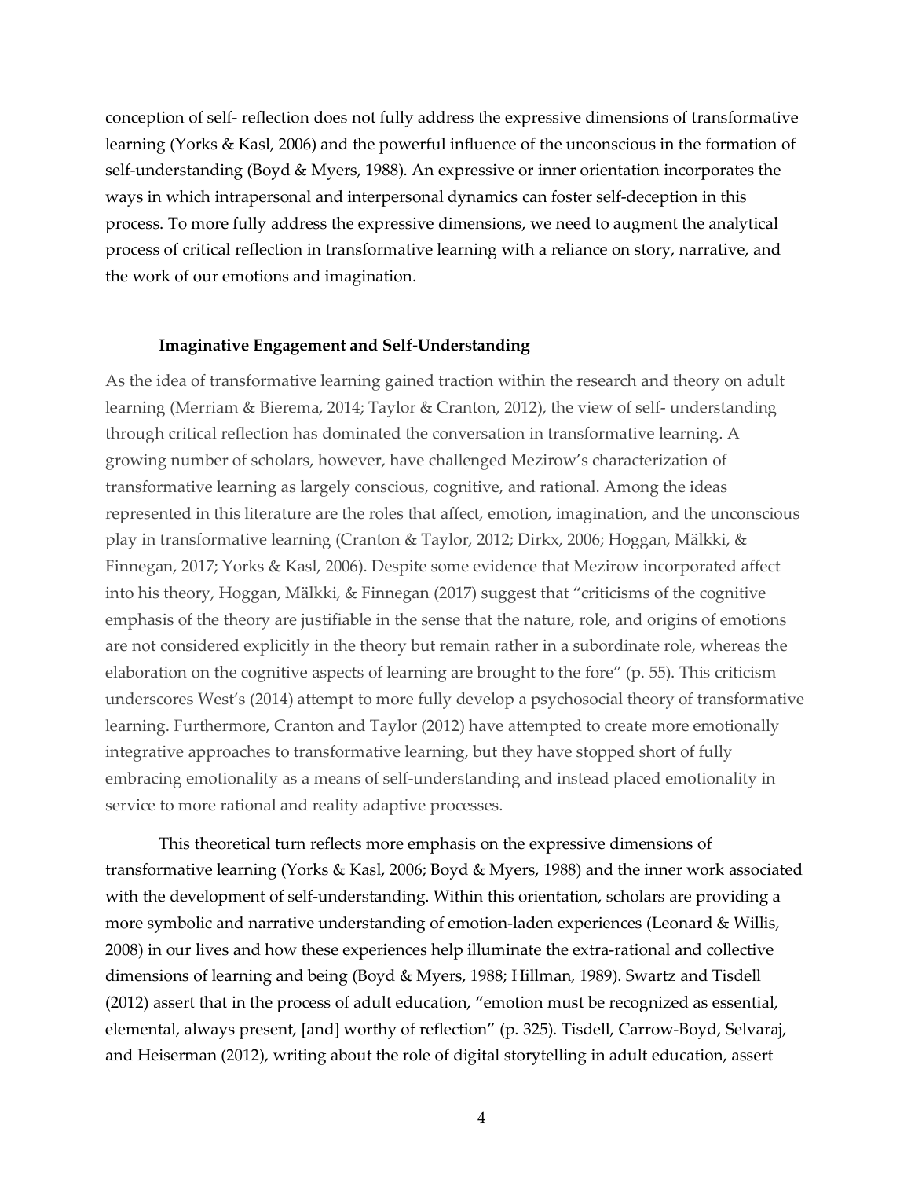conception of self- reflection does not fully address the expressive dimensions of transformative learning (Yorks & Kasl, 2006) and the powerful influence of the unconscious in the formation of self-understanding (Boyd & Myers, 1988). An expressive or inner orientation incorporates the ways in which intrapersonal and interpersonal dynamics can foster self-deception in this process. To more fully address the expressive dimensions, we need to augment the analytical process of critical reflection in transformative learning with a reliance on story, narrative, and the work of our emotions and imagination.

### Imaginative Engagement and Self-Understanding

As the idea of transformative learning gained traction within the research and theory on adult learning (Merriam & Bierema, 2014; Taylor & Cranton, 2012), the view of self- understanding through critical reflection has dominated the conversation in transformative learning. A growing number of scholars, however, have challenged Mezirow's characterization of transformative learning as largely conscious, cognitive, and rational. Among the ideas represented in this literature are the roles that affect, emotion, imagination, and the unconscious play in transformative learning (Cranton & Taylor, 2012; Dirkx, 2006; Hoggan, Mälkki, & Finnegan, 2017; Yorks & Kasl, 2006). Despite some evidence that Mezirow incorporated affect into his theory, Hoggan, Mälkki, & Finnegan (2017) suggest that "criticisms of the cognitive emphasis of the theory are justifiable in the sense that the nature, role, and origins of emotions are not considered explicitly in the theory but remain rather in a subordinate role, whereas the elaboration on the cognitive aspects of learning are brought to the fore" (p. 55). This criticism underscores West's (2014) attempt to more fully develop a psychosocial theory of transformative learning. Furthermore, Cranton and Taylor (2012) have attempted to create more emotionally integrative approaches to transformative learning, but they have stopped short of fully embracing emotionality as a means of self-understanding and instead placed emotionality in service to more rational and reality adaptive processes.

This theoretical turn reflects more emphasis on the expressive dimensions of transformative learning (Yorks & Kasl, 2006; Boyd & Myers, 1988) and the inner work associated with the development of self-understanding. Within this orientation, scholars are providing a more symbolic and narrative understanding of emotion-laden experiences (Leonard & Willis, 2008) in our lives and how these experiences help illuminate the extra-rational and collective dimensions of learning and being (Boyd & Myers, 1988; Hillman, 1989). Swartz and Tisdell (2012) assert that in the process of adult education, "emotion must be recognized as essential, elemental, always present, [and] worthy of reflection" (p. 325). Tisdell, Carrow-Boyd, Selvaraj, and Heiserman (2012), writing about the role of digital storytelling in adult education, assert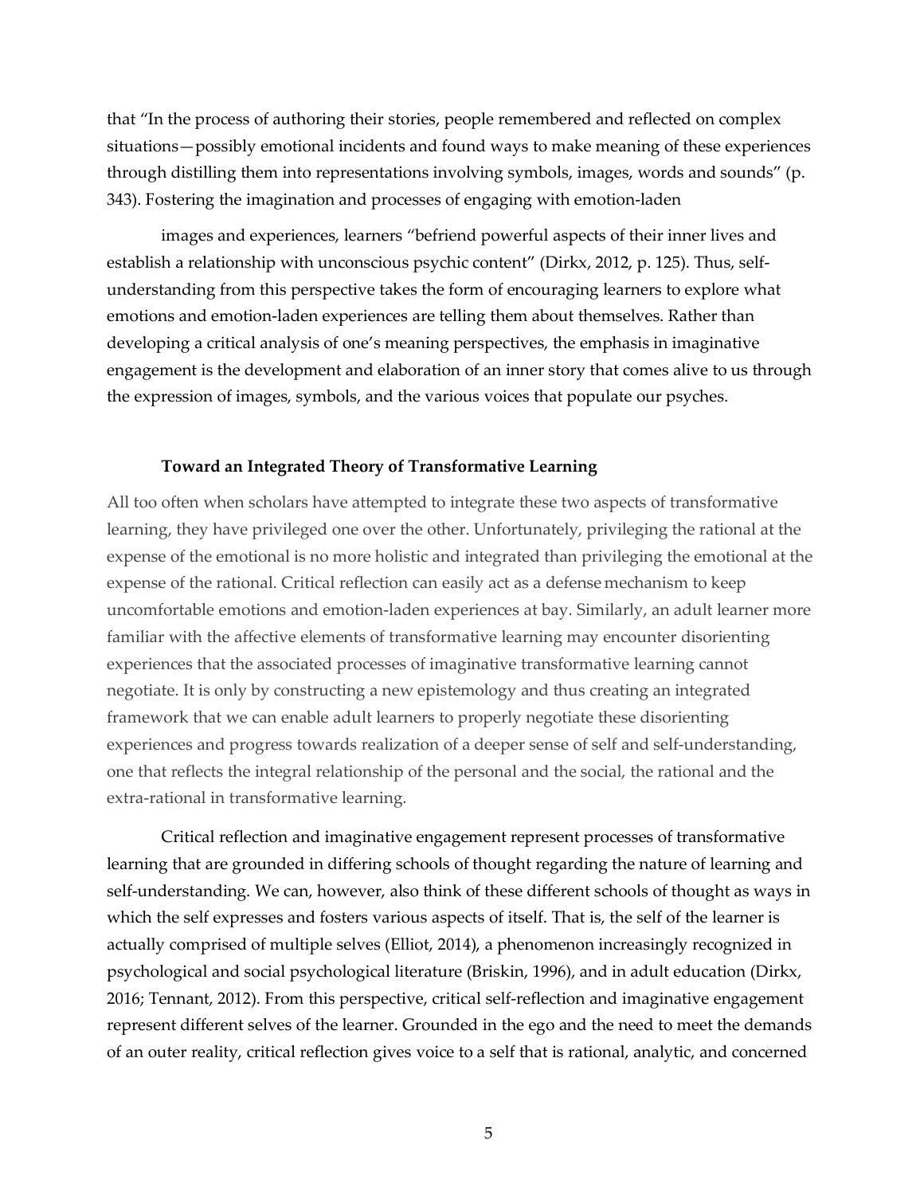that "In the process of authoring their stories, people remembered and reflected on complex situations—possibly emotional incidents and found ways to make meaning of these experiences through distilling them into representations involving symbols, images, words and sounds" (p. 343). Fostering the imagination and processes of engaging with emotion-laden

images and experiences, learners "befriend powerful aspects of their inner lives and establish a relationship with unconscious psychic content" (Dirkx, 2012, p. 125). Thus, self-understanding from this perspective takes the form of encouraging learners to explore what emotions and emotion-laden experiences are telling them about themselves. Rather than developing a critical analysis of one's meaning perspectives, the emphasis in imaginative engagement is the development and elaboration of an inner story that comes alive to us through the expression of images, symbols, and the various voices that populate our psyches.

## Toward an Integrated Theory of Transformative Learning

All too often when scholars have attempted to integrate these two aspects of transformative learning, they have privileged one over the other. Unfortunately, privileging the rational at the expense of the emotional is no more holistic and integrated than privileging the emotional at the expense of the rational. Critical reflection can easily act as a defense mechanism to keep uncomfortable emotions and emotion-laden experiences at bay. Similarly, an adult learner more familiar with the affective elements of transformative learning may encounter disorienting experiences that the associated processes of imaginative transformative learning cannot negotiate. It is only by constructing a new epistemology and thus creating an integrated framework that we can enable adult learners to properly negotiate these disorienting experiences and progress towards realization of a deeper sense of self and self-understanding, one that reflects the integral relationship of the personal and the social, the rational and the extra-rational in transformative learning.

Critical reflection and imaginative engagement represent processes of transformative learning that are grounded in differing schools of thought regarding the nature of learning and self-understanding. We can, however, also think of these different schools of thought as ways in which the self expresses and fosters various aspects of itself. That is, the self of the learner is actually comprised of multiple selves (Elliot, 2014), a phenomenon increasingly recognized in psychological and social psychological literature (Briskin, 1996), and in adult education (Dirkx, 2016; Tennant, 2012). From this perspective, critical self-reflection and imaginative engagement represent different selves of the learner. Grounded in the ego and the need to meet the demands of an outer reality, critical reflection gives voice to a self that is rational, analytic, and concerned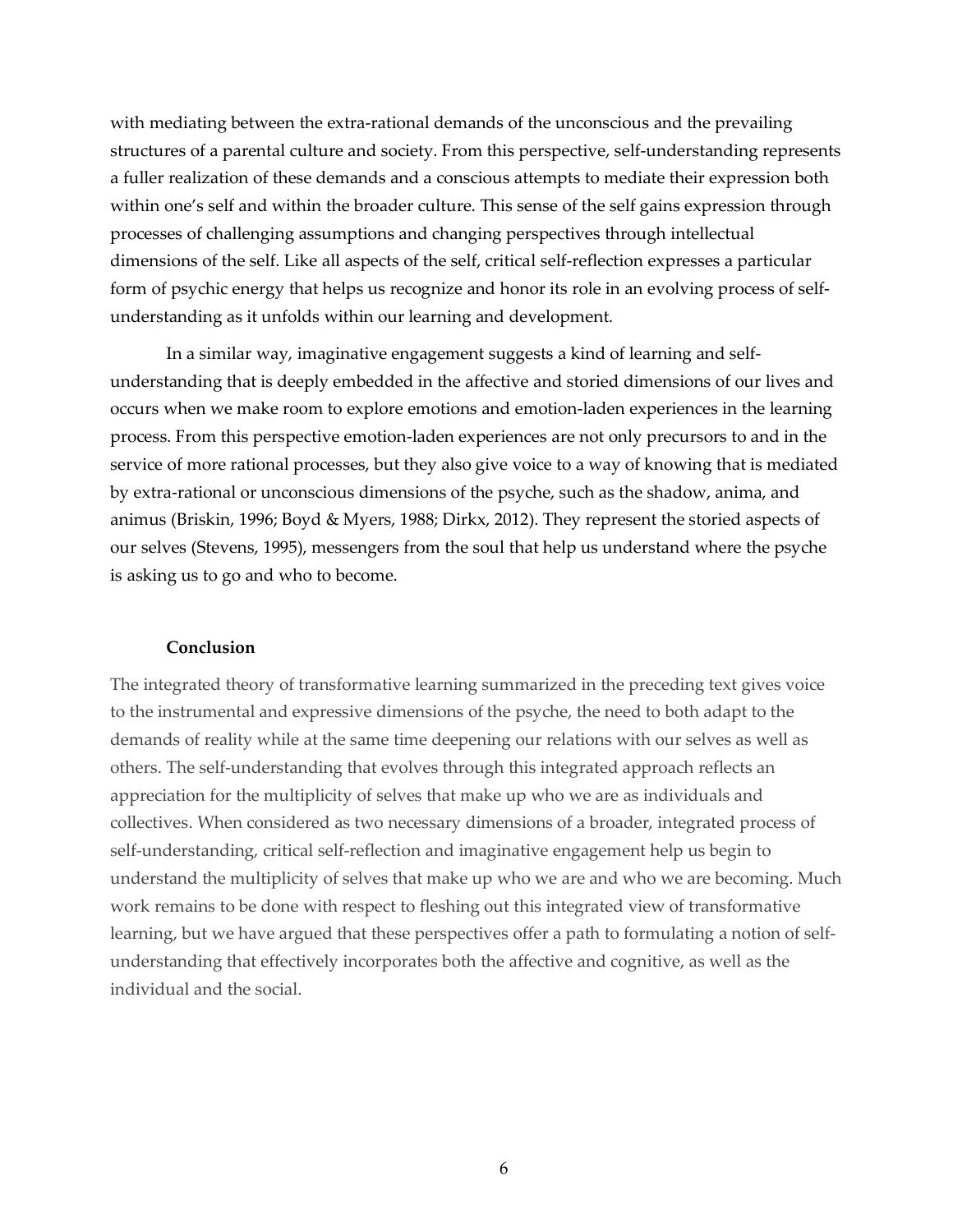with mediating between the extra-rational demands of the unconscious and the prevailing structures of a parental culture and society. From this perspective, self-understanding represents a fuller realization of these demands and a conscious attempts to mediate their expression both within one's self and within the broader culture. This sense of the self gains expression through processes of challenging assumptions and changing perspectives through intellectual dimensions of the self. Like all aspects of the self, critical self-reflection expresses a particular form of psychic energy that helps us recognize and honor its role in an evolving process of self-understanding as it unfolds within our learning and development.

In a similar way, imaginative engagement suggests a kind of learning and self-understanding that is deeply embedded in the affective and storied dimensions of our lives and occurs when we make room to explore emotions and emotion-laden experiences in the learning process. From this perspective emotion-laden experiences are not only precursors to and in the service of more rational processes, but they also give voice to a way of knowing that is mediated by extra-rational or unconscious dimensions of the psyche, such as the shadow, anima, and animus (Briskin, 1996; Boyd & Myers, 1988; Dirkx, 2012). They represent the storied aspects of our selves (Stevens, 1995), messengers from the soul that help us understand where the psyche is asking us to go and who to become.

## Conclusion

The integrated theory of transformative learning summarized in the preceding text gives voice to the instrumental and expressive dimensions of the psyche, the need to both adapt to the demands of reality while at the same time deepening our relations with our selves as well as others. The self-understanding that evolves through this integrated approach reflects an appreciation for the multiplicity of selves that make up who we are as individuals and collectives. When considered as two necessary dimensions of a broader, integrated process of self-understanding, critical self-reflection and imaginative engagement help us begin to understand the multiplicity of selves that make up who we are and who we are becoming. Much work remains to be done with respect to fleshing out this integrated view of transformative learning, but we have argued that these perspectives offer a path to formulating a notion of self-understanding that effectively incorporates both the affective and cognitive, as well as the individual and the social.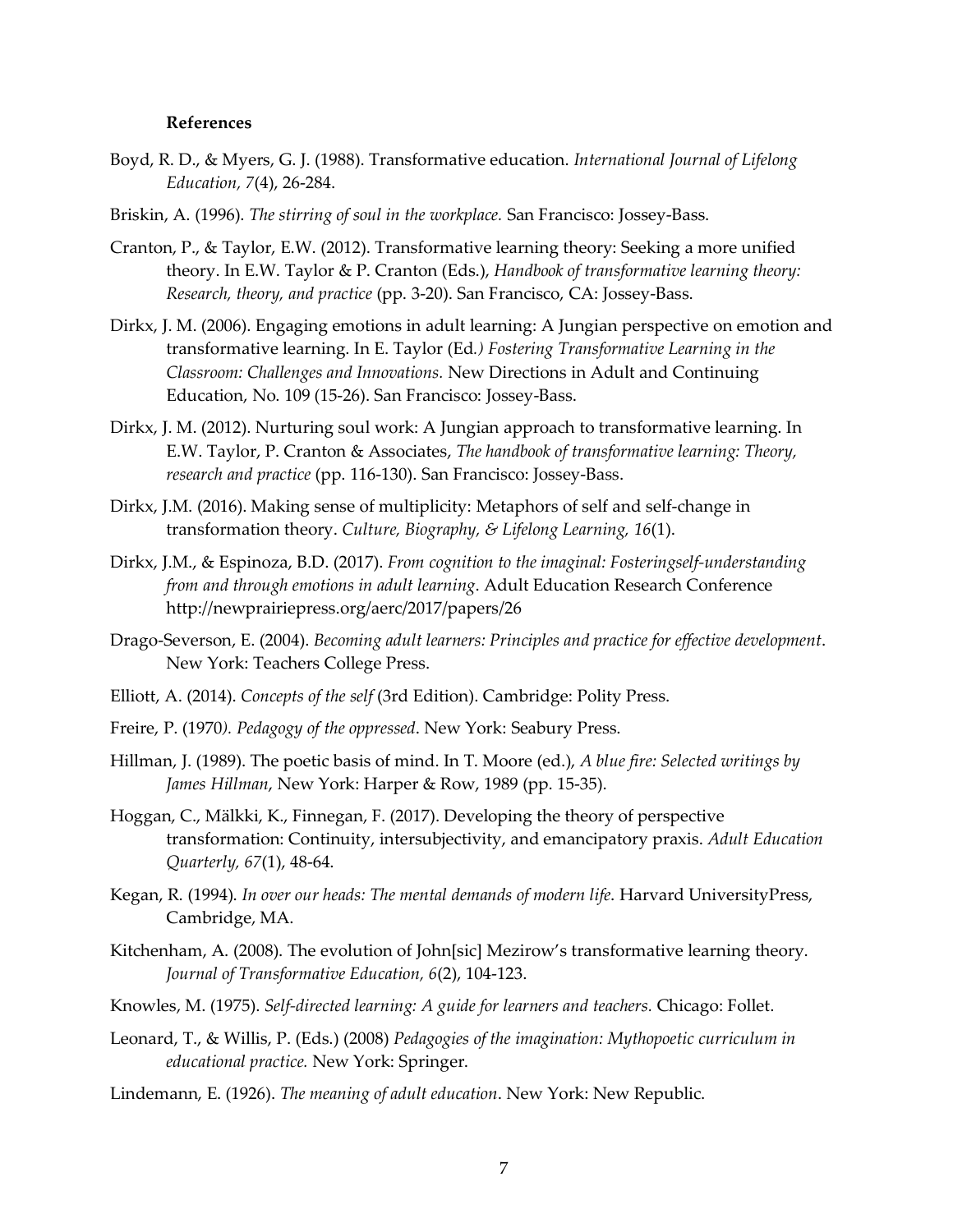**References**

Boyd, R. D., & Myers, G. J. (1988). Transformative education. *International Journal of Lifelong Education, 7*(4), 26-284.

Briskin, A. (1996). *The stirring of soul in the workplace.* San Francisco: Jossey-Bass.

Cranton, P., & Taylor, E.W. (2012). Transformative learning theory: Seeking a more unified theory. In E.W. Taylor & P. Cranton (Eds.), *Handbook of transformative learning theory: Research, theory, and practice* (pp. 3-20). San Francisco, CA: Jossey-Bass.

Dirkx, J. M. (2006). Engaging emotions in adult learning: A Jungian perspective on emotion and transformative learning. In E. Taylor (Ed*.) Fostering Transformative Learning in the Classroom: Challenges and Innovations.* New Directions in Adult and Continuing Education, No. 109 (15-26). San Francisco: Jossey-Bass.

Dirkx, J. M. (2012). Nurturing soul work: A Jungian approach to transformative learning. In E.W. Taylor, P. Cranton & Associates, *The handbook of transformative learning: Theory, research and practice* (pp. 116-130). San Francisco: Jossey-Bass.

Dirkx, J.M. (2016). Making sense of multiplicity: Metaphors of self and self-change in transformation theory. *Culture, Biography, & Lifelong Learning, 16*(1).

Dirkx, J.M., & Espinoza, B.D. (2017). *From cognition to the imaginal: Fosteringself-understanding from and through emotions in adult learning*. Adult Education Research Conference http://newprairiepress.org/aerc/2017/papers/26

Drago-Severson, E. (2004). *Becoming adult learners: Principles and practice for effective development*. New York: Teachers College Press.

Elliott, A. (2014). *Concepts of the self* (3rd Edition). Cambridge: Polity Press.

Freire, P. (1970*). Pedagogy of the oppressed*. New York: Seabury Press.

Hillman, J. (1989). The poetic basis of mind. In T. Moore (ed.), *A blue fire: Selected writings by James Hillman*, New York: Harper & Row, 1989 (pp. 15-35).

Hoggan, C., Mälkki, K., Finnegan, F. (2017). Developing the theory of perspective transformation: Continuity, intersubjectivity, and emancipatory praxis. *Adult Education Quarterly, 67*(1), 48-64.

Kegan, R. (1994). *In over our heads: The mental demands of modern life*. Harvard UniversityPress, Cambridge, MA.

Kitchenham, A. (2008). The evolution of John[sic] Mezirow's transformative learning theory. *Journal of Transformative Education, 6*(2), 104-123.

Knowles, M. (1975). *Self-directed learning: A guide for learners and teachers.* Chicago: Follet.

Leonard, T., & Willis, P. (Eds.) (2008) *Pedagogies of the imagination: Mythopoetic curriculum in educational practice.* New York: Springer.

Lindemann, E. (1926). *The meaning of adult education*. New York: New Republic.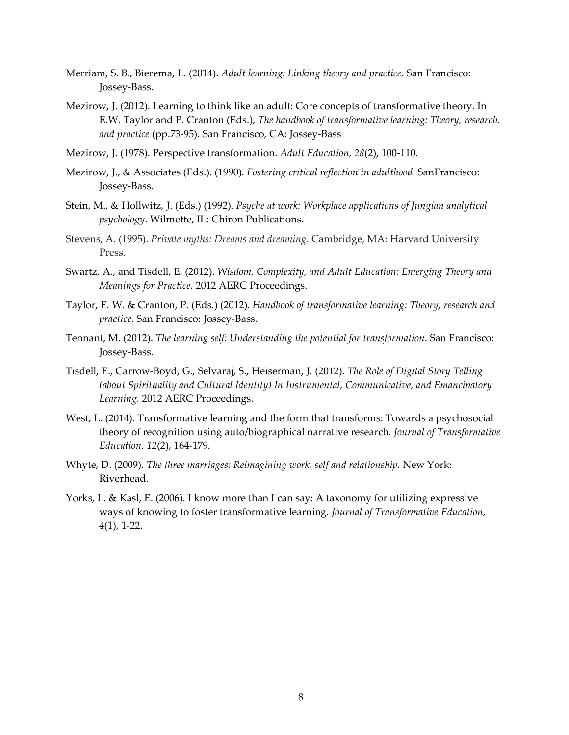Merriam, S. B., Bierema, L. (2014). *Adult learning: Linking theory and practice*. San Francisco: Jossey-Bass.

Mezirow, J. (2012). Learning to think like an adult: Core concepts of transformative theory. In E.W. Taylor and P. Cranton (Eds.), *The handbook of transformative learning: Theory, research, and practice* (pp.73-95). San Francisco, CA: Jossey-Bass

Mezirow, J. (1978). Perspective transformation. *Adult Education, 28*(2), 100-110.

Mezirow, J., & Associates (Eds.). (1990). *Fostering critical reflection in adulthood*. SanFrancisco: Jossey-Bass.

Stein, M., & Hollwitz, J. (Eds.) (1992). *Psyche at work: Workplace applications of Jungian analytical psychology*. Wilmette, IL: Chiron Publications.

Stevens, A. (1995). *Private myths: Dreams and dreaming*. Cambridge, MA: Harvard University Press.

Swartz, A., and Tisdell, E. (2012). *Wisdom, Complexity, and Adult Education: Emerging Theory and Meanings for Practice*. 2012 AERC Proceedings.

Taylor, E. W. & Cranton, P. (Eds.) (2012). *Handbook of transformative learning: Theory, research and practice.* San Francisco: Jossey-Bass.

Tennant, M. (2012). *The learning self: Understanding the potential for transformation*. San Francisco: Jossey-Bass.

Tisdell, E., Carrow-Boyd, G., Selvaraj, S., Heiserman, J. (2012). *The Role of Digital Story Telling (about Spirituality and Cultural Identity) In Instrumental, Communicative, and Emancipatory Learning.* 2012 AERC Proceedings.

West, L. (2014). Transformative learning and the form that transforms: Towards a psychosocial theory of recognition using auto/biographical narrative research. *Journal of Transformative Education, 12*(2), 164-179.

Whyte, D. (2009). *The three marriages: Reimagining work, self and relationship.* New York: Riverhead.

Yorks, L. & Kasl, E. (2006). I know more than I can say: A taxonomy for utilizing expressive ways of knowing to foster transformative learning. *Journal of Transformative Education*, *4*(1), 1-22.